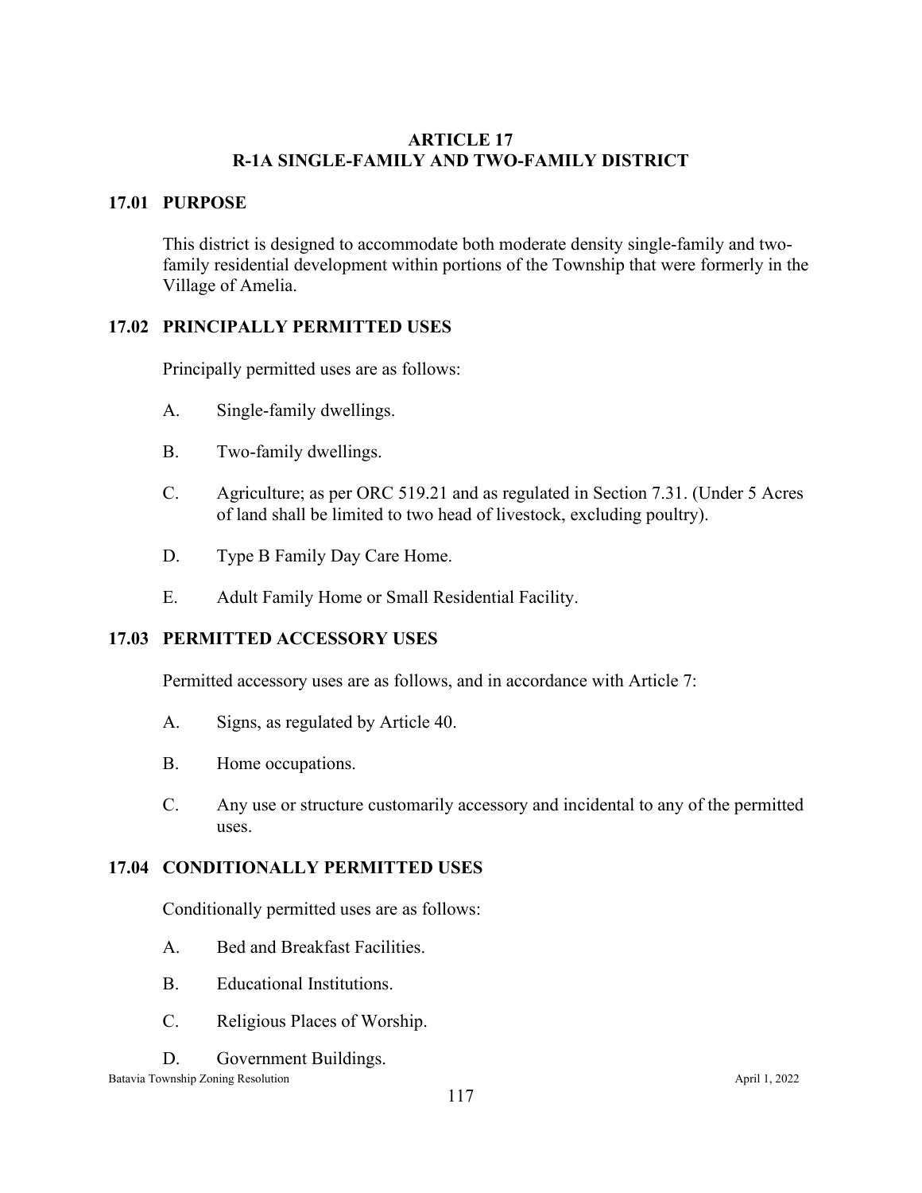# ARTICLE 17
# R-1A SINGLE-FAMILY AND TWO-FAMILY DISTRICT

## 17.01 PURPOSE

This district is designed to accommodate both moderate density single-family and two-family residential development within portions of the Township that were formerly in the Village of Amelia.

## 17.02 PRINCIPALLY PERMITTED USES

Principally permitted uses are as follows:

A. Single-family dwellings.

B. Two-family dwellings.

C. Agriculture; as per ORC 519.21 and as regulated in Section 7.31. (Under 5 Acres of land shall be limited to two head of livestock, excluding poultry).

D. Type B Family Day Care Home.

E. Adult Family Home or Small Residential Facility.

## 17.03 PERMITTED ACCESSORY USES

Permitted accessory uses are as follows, and in accordance with Article 7:

A. Signs, as regulated by Article 40.

B. Home occupations.

C. Any use or structure customarily accessory and incidental to any of the permitted uses.

## 17.04 CONDITIONALLY PERMITTED USES

Conditionally permitted uses are as follows:

A. Bed and Breakfast Facilities.

B. Educational Institutions.

C. Religious Places of Worship.

D. Government Buildings.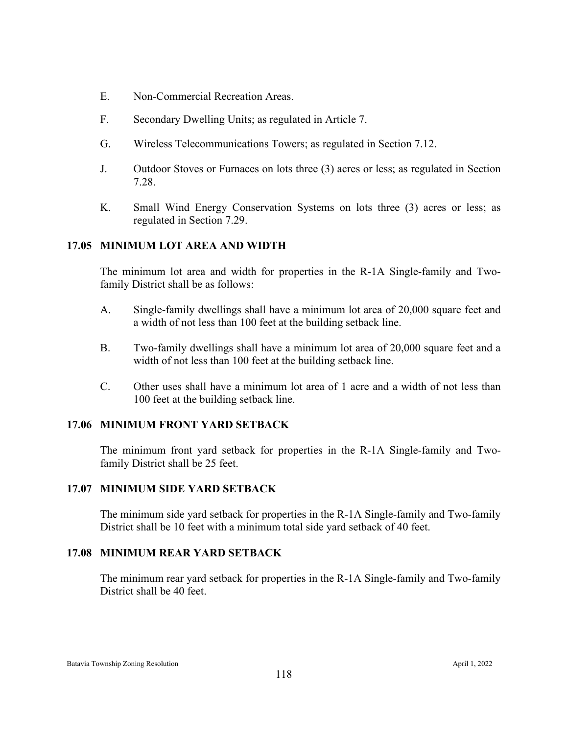E. Non-Commercial Recreation Areas.

F. Secondary Dwelling Units; as regulated in Article 7.

G. Wireless Telecommunications Towers; as regulated in Section 7.12.

J. Outdoor Stoves or Furnaces on lots three (3) acres or less; as regulated in Section 7.28.

K. Small Wind Energy Conservation Systems on lots three (3) acres or less; as regulated in Section 7.29.

## 17.05 MINIMUM LOT AREA AND WIDTH

The minimum lot area and width for properties in the R-1A Single-family and Two-family District shall be as follows:

A. Single-family dwellings shall have a minimum lot area of 20,000 square feet and a width of not less than 100 feet at the building setback line.

B. Two-family dwellings shall have a minimum lot area of 20,000 square feet and a width of not less than 100 feet at the building setback line.

C. Other uses shall have a minimum lot area of 1 acre and a width of not less than 100 feet at the building setback line.

## 17.06 MINIMUM FRONT YARD SETBACK

The minimum front yard setback for properties in the R-1A Single-family and Two-family District shall be 25 feet.

## 17.07 MINIMUM SIDE YARD SETBACK

The minimum side yard setback for properties in the R-1A Single-family and Two-family District shall be 10 feet with a minimum total side yard setback of 40 feet.

## 17.08 MINIMUM REAR YARD SETBACK

The minimum rear yard setback for properties in the R-1A Single-family and Two-family District shall be 40 feet.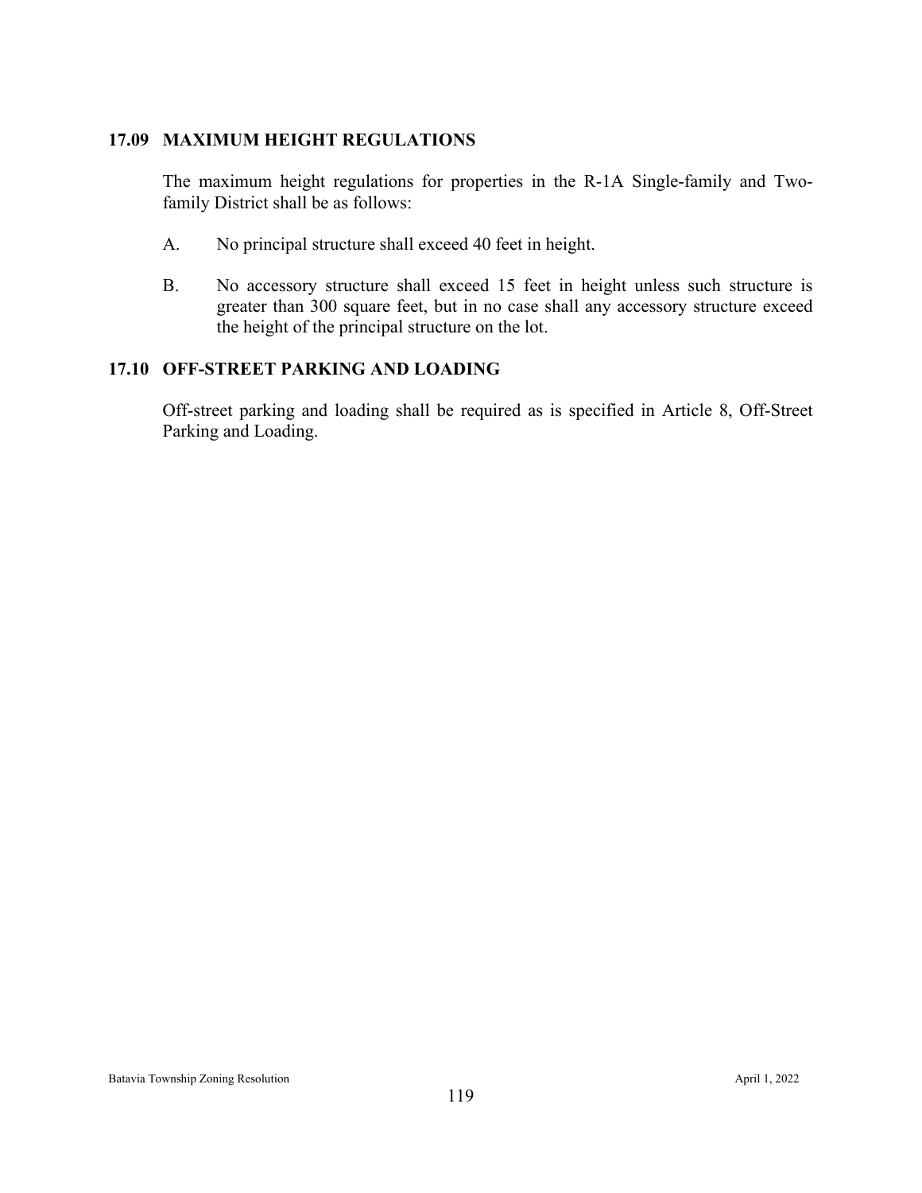### 17.09 MAXIMUM HEIGHT REGULATIONS

The maximum height regulations for properties in the R-1A Single-family and Two-family District shall be as follows:

A. No principal structure shall exceed 40 feet in height.

B. No accessory structure shall exceed 15 feet in height unless such structure is greater than 300 square feet, but in no case shall any accessory structure exceed the height of the principal structure on the lot.

### 17.10 OFF-STREET PARKING AND LOADING

Off-street parking and loading shall be required as is specified in Article 8, Off-Street Parking and Loading.